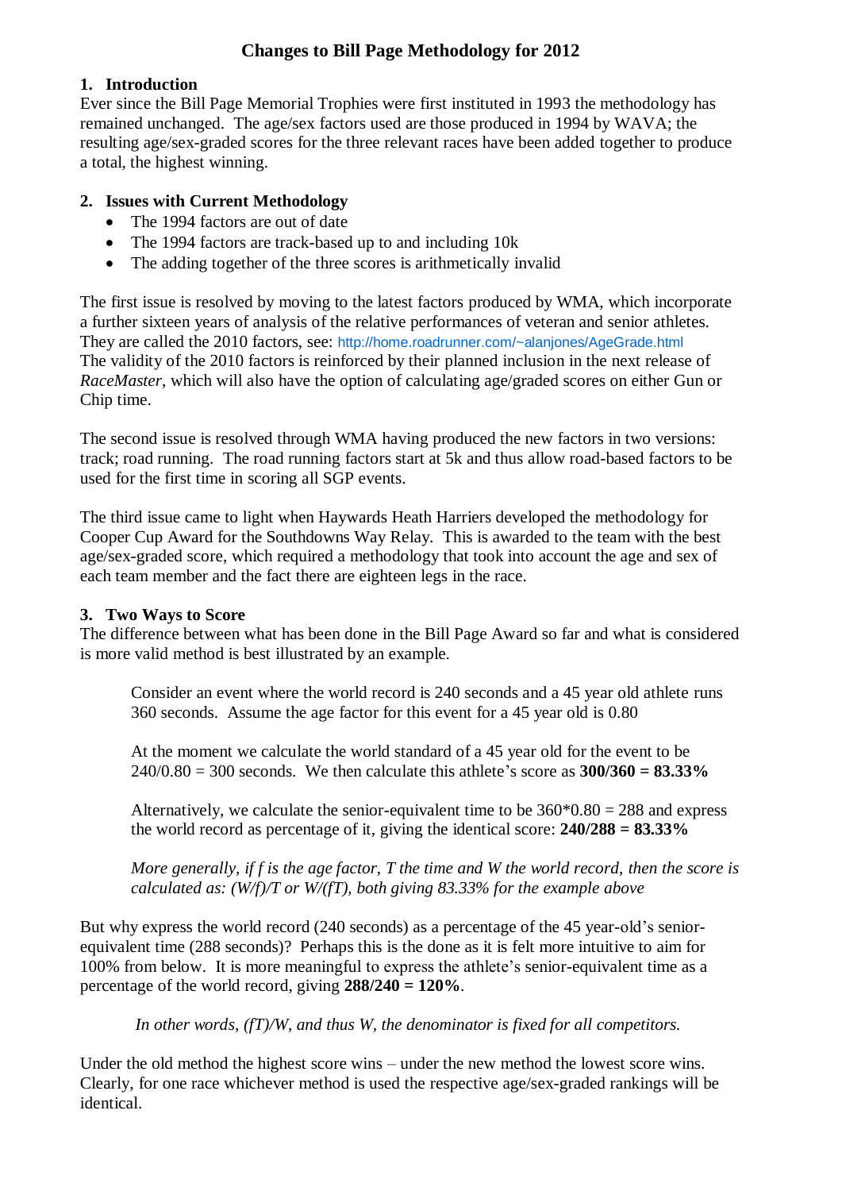# Changes to Bill Page Methodology for 2012

## 1. Introduction

Ever since the Bill Page Memorial Trophies were first instituted in 1993 the methodology has remained unchanged. The age/sex factors used are those produced in 1994 by WAVA; the resulting age/sex-graded scores for the three relevant races have been added together to produce a total, the highest winning.

## 2. Issues with Current Methodology

- The 1994 factors are out of date
- The 1994 factors are track-based up to and including 10k
- The adding together of the three scores is arithmetically invalid

The first issue is resolved by moving to the latest factors produced by WMA, which incorporate a further sixteen years of analysis of the relative performances of veteran and senior athletes. They are called the 2010 factors, see: http://home.roadrunner.com/~alanjones/AgeGrade.html
The validity of the 2010 factors is reinforced by their planned inclusion in the next release of *RaceMaster*, which will also have the option of calculating age/graded scores on either Gun or Chip time.

The second issue is resolved through WMA having produced the new factors in two versions: track; road running. The road running factors start at 5k and thus allow road-based factors to be used for the first time in scoring all SGP events.

The third issue came to light when Haywards Heath Harriers developed the methodology for Cooper Cup Award for the Southdowns Way Relay. This is awarded to the team with the best age/sex-graded score, which required a methodology that took into account the age and sex of each team member and the fact there are eighteen legs in the race.

## 3. Two Ways to Score

The difference between what has been done in the Bill Page Award so far and what is considered is more valid method is best illustrated by an example.

> Consider an event where the world record is 240 seconds and a 45 year old athlete runs 360 seconds. Assume the age factor for this event for a 45 year old is 0.80
>
> At the moment we calculate the world standard of a 45 year old for the event to be 240/0.80 = 300 seconds. We then calculate this athlete's score as **300/360 = 83.33%**
>
> Alternatively, we calculate the senior-equivalent time to be 360*0.80 = 288 and express the world record as percentage of it, giving the identical score: **240/288 = 83.33%**
>
> *More generally, if $f$ is the age factor, $T$ the time and $W$ the world record, then the score is calculated as: $(W/f)/T$ or $W/(fT)$, both giving 83.33% for the example above*

But why express the world record (240 seconds) as a percentage of the 45 year-old's senior-equivalent time (288 seconds)? Perhaps this is the done as it is felt more intuitive to aim for 100% from below. It is more meaningful to express the athlete's senior-equivalent time as a percentage of the world record, giving **288/240 = 120%**.

> *In other words, $(fT)/W$, and thus $W$, the denominator is fixed for all competitors.*

Under the old method the highest score wins – under the new method the lowest score wins. Clearly, for one race whichever method is used the respective age/sex-graded rankings will be identical.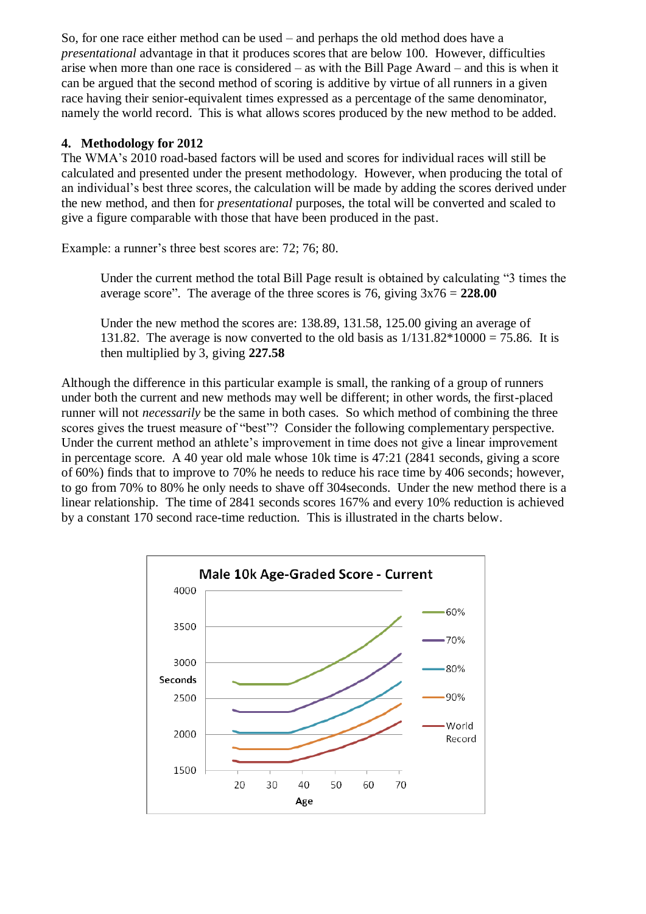So, for one race either method can be used – and perhaps the old method does have a *presentational* advantage in that it produces scores that are below 100. However, difficulties arise when more than one race is considered – as with the Bill Page Award – and this is when it can be argued that the second method of scoring is additive by virtue of all runners in a given race having their senior-equivalent times expressed as a percentage of the same denominator, namely the world record. This is what allows scores produced by the new method to be added.

## 4. Methodology for 2012

The WMA's 2010 road-based factors will be used and scores for individual races will still be calculated and presented under the present methodology. However, when producing the total of an individual's best three scores, the calculation will be made by adding the scores derived under the new method, and then for *presentational* purposes, the total will be converted and scaled to give a figure comparable with those that have been produced in the past.

Example: a runner's three best scores are: 72; 76; 80.

> Under the current method the total Bill Page result is obtained by calculating "3 times the average score". The average of the three scores is 76, giving 3x76 = **228.00**
>
> Under the new method the scores are: 138.89, 131.58, 125.00 giving an average of 131.82. The average is now converted to the old basis as 1/131.82*10000 = 75.86. It is then multiplied by 3, giving **227.58**

Although the difference in this particular example is small, the ranking of a group of runners under both the current and new methods may well be different; in other words, the first-placed runner will not *necessarily* be the same in both cases. So which method of combining the three scores gives the truest measure of "best"? Consider the following complementary perspective. Under the current method an athlete's improvement in time does not give a linear improvement in percentage score. A 40 year old male whose 10k time is 47:21 (2841 seconds, giving a score of 60%) finds that to improve to 70% he needs to reduce his race time by 406 seconds; however, to go from 70% to 80% he only needs to shave off 304seconds. Under the new method there is a linear relationship. The time of 2841 seconds scores 167% and every 10% reduction is achieved by a constant 170 second race-time reduction. This is illustrated in the charts below.

**Male 10k Age-Graded Score - Current**

(Chart: Seconds (1500–4000) vs Age (20–70); series: 60%, 70%, 80%, 90%, World Record)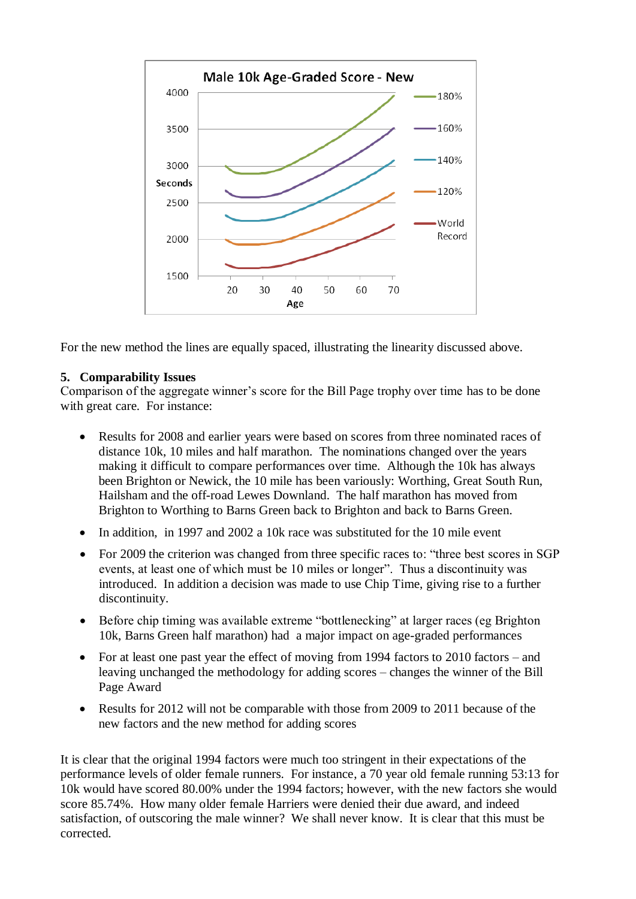For the new method the lines are equally spaced, illustrating the linearity discussed above.

### 5. Comparability Issues

Comparison of the aggregate winner's score for the Bill Page trophy over time has to be done with great care. For instance:

- Results for 2008 and earlier years were based on scores from three nominated races of distance 10k, 10 miles and half marathon. The nominations changed over the years making it difficult to compare performances over time. Although the 10k has always been Brighton or Newick, the 10 mile has been variously: Worthing, Great South Run, Hailsham and the off-road Lewes Downland. The half marathon has moved from Brighton to Worthing to Barns Green back to Brighton and back to Barns Green.
- In addition, in 1997 and 2002 a 10k race was substituted for the 10 mile event
- For 2009 the criterion was changed from three specific races to: "three best scores in SGP events, at least one of which must be 10 miles or longer". Thus a discontinuity was introduced. In addition a decision was made to use Chip Time, giving rise to a further discontinuity.
- Before chip timing was available extreme "bottlenecking" at larger races (eg Brighton 10k, Barns Green half marathon) had a major impact on age-graded performances
- For at least one past year the effect of moving from 1994 factors to 2010 factors – and leaving unchanged the methodology for adding scores – changes the winner of the Bill Page Award
- Results for 2012 will not be comparable with those from 2009 to 2011 because of the new factors and the new method for adding scores

It is clear that the original 1994 factors were much too stringent in their expectations of the performance levels of older female runners. For instance, a 70 year old female running 53:13 for 10k would have scored 80.00% under the 1994 factors; however, with the new factors she would score 85.74%. How many older female Harriers were denied their due award, and indeed satisfaction, of outscoring the male winner? We shall never know. It is clear that this must be corrected.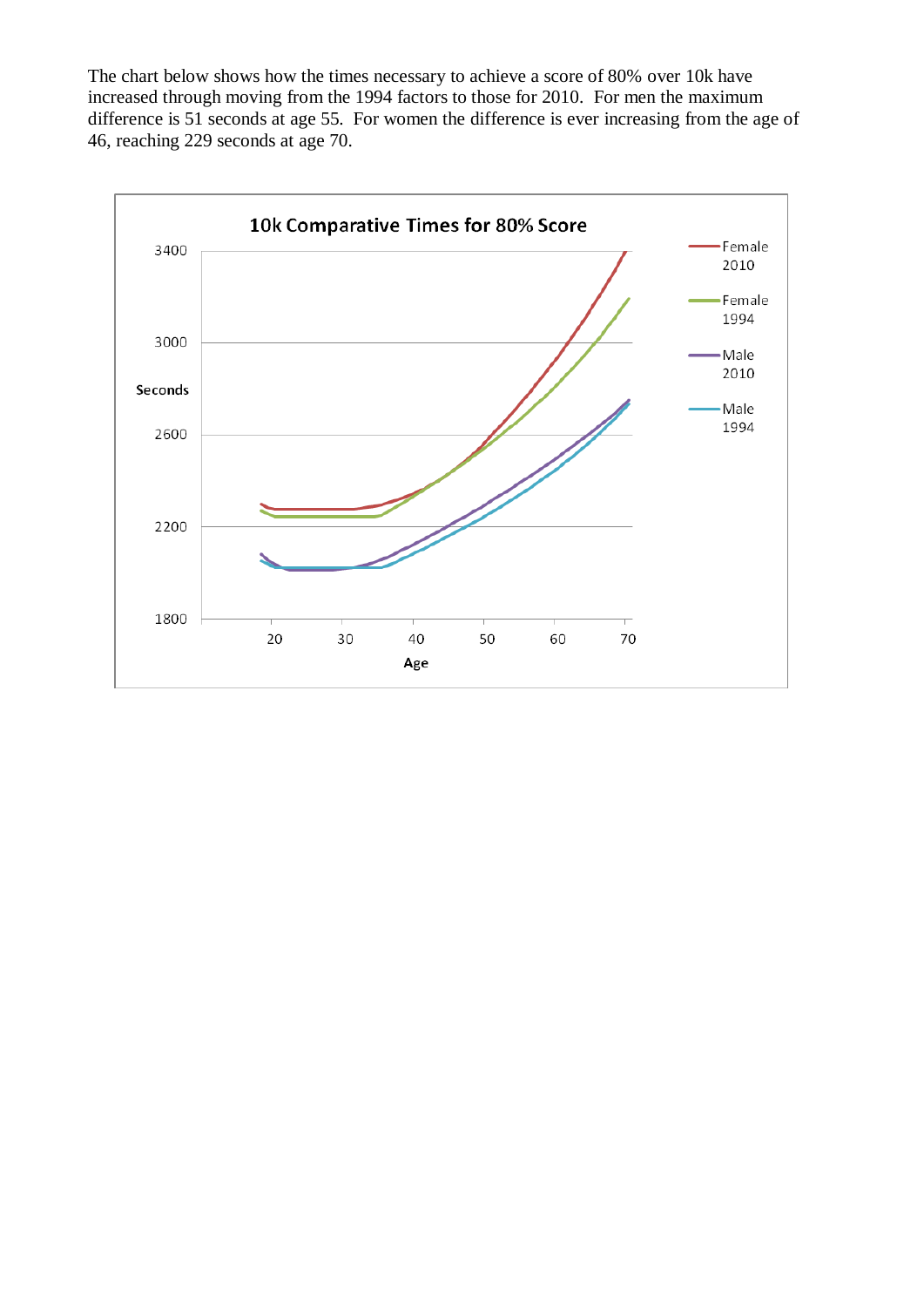The chart below shows how the times necessary to achieve a score of 80% over 10k have increased through moving from the 1994 factors to those for 2010. For men the maximum difference is 51 seconds at age 55. For women the difference is ever increasing from the age of 46, reaching 229 seconds at age 70.

10k Comparative Times for 80% Score

Seconds

3400
3000
2600
2200
1800

20 30 40 50 60 70

Age

Female 2010
Female 1994
Male 2010
Male 1994